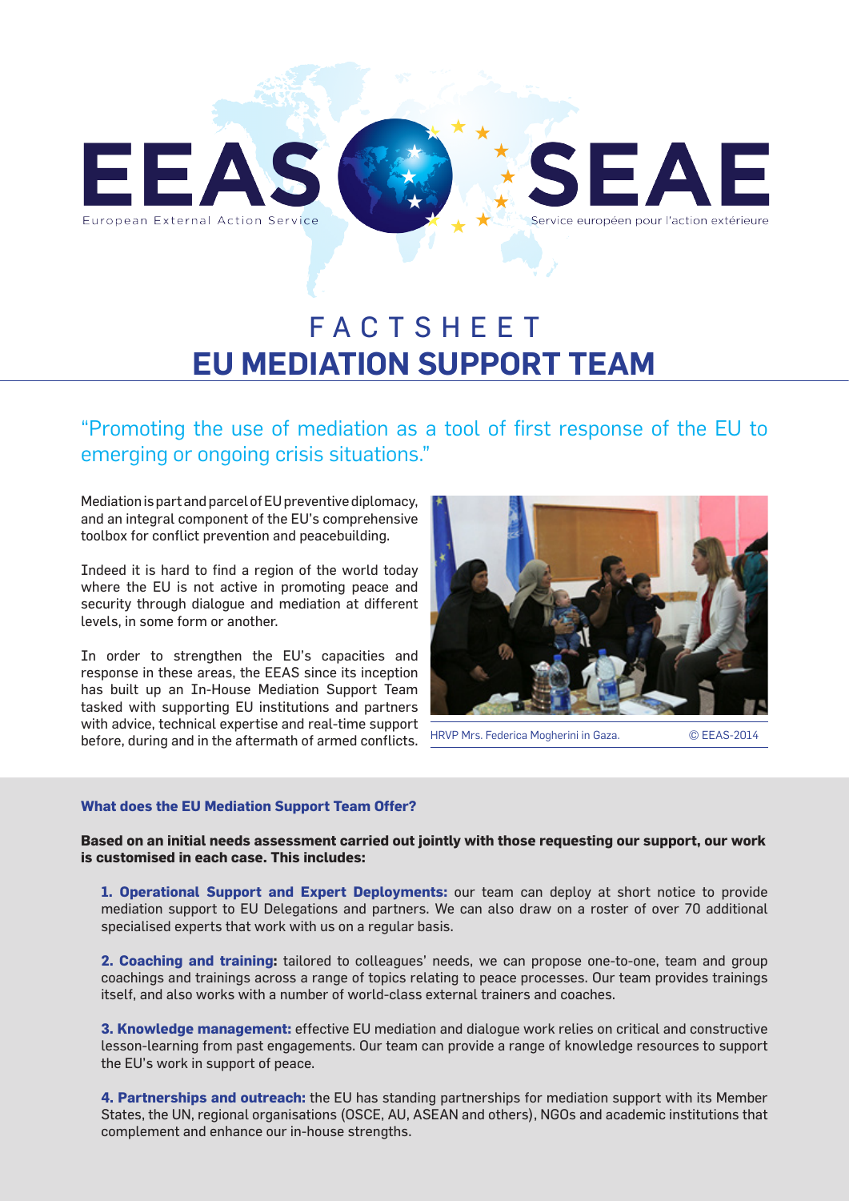EEAS — European External Action Service

SEAE — Service européen pour l'action extérieure

# FACTSHEET
# EU MEDIATION SUPPORT TEAM

"Promoting the use of mediation as a tool of first response of the EU to emerging or ongoing crisis situations."

Mediation is part and parcel of EU preventive diplomacy, and an integral component of the EU's comprehensive toolbox for conflict prevention and peacebuilding.

Indeed it is hard to find a region of the world today where the EU is not active in promoting peace and security through dialogue and mediation at different levels, in some form or another.

In order to strengthen the EU's capacities and response in these areas, the EEAS since its inception has built up an In-House Mediation Support Team tasked with supporting EU institutions and partners with advice, technical expertise and real-time support before, during and in the aftermath of armed conflicts.

HRVP Mrs. Federica Mogherini in Gaza. © EEAS-2014

### What does the EU Mediation Support Team Offer?

**Based on an initial needs assessment carried out jointly with those requesting our support, our work is customised in each case. This includes:**

**1. Operational Support and Expert Deployments:** our team can deploy at short notice to provide mediation support to EU Delegations and partners. We can also draw on a roster of over 70 additional specialised experts that work with us on a regular basis.

**2. Coaching and training:** tailored to colleagues' needs, we can propose one-to-one, team and group coachings and trainings across a range of topics relating to peace processes. Our team provides trainings itself, and also works with a number of world-class external trainers and coaches.

**3. Knowledge management:** effective EU mediation and dialogue work relies on critical and constructive lesson-learning from past engagements. Our team can provide a range of knowledge resources to support the EU's work in support of peace.

**4. Partnerships and outreach:** the EU has standing partnerships for mediation support with its Member States, the UN, regional organisations (OSCE, AU, ASEAN and others), NGOs and academic institutions that complement and enhance our in-house strengths.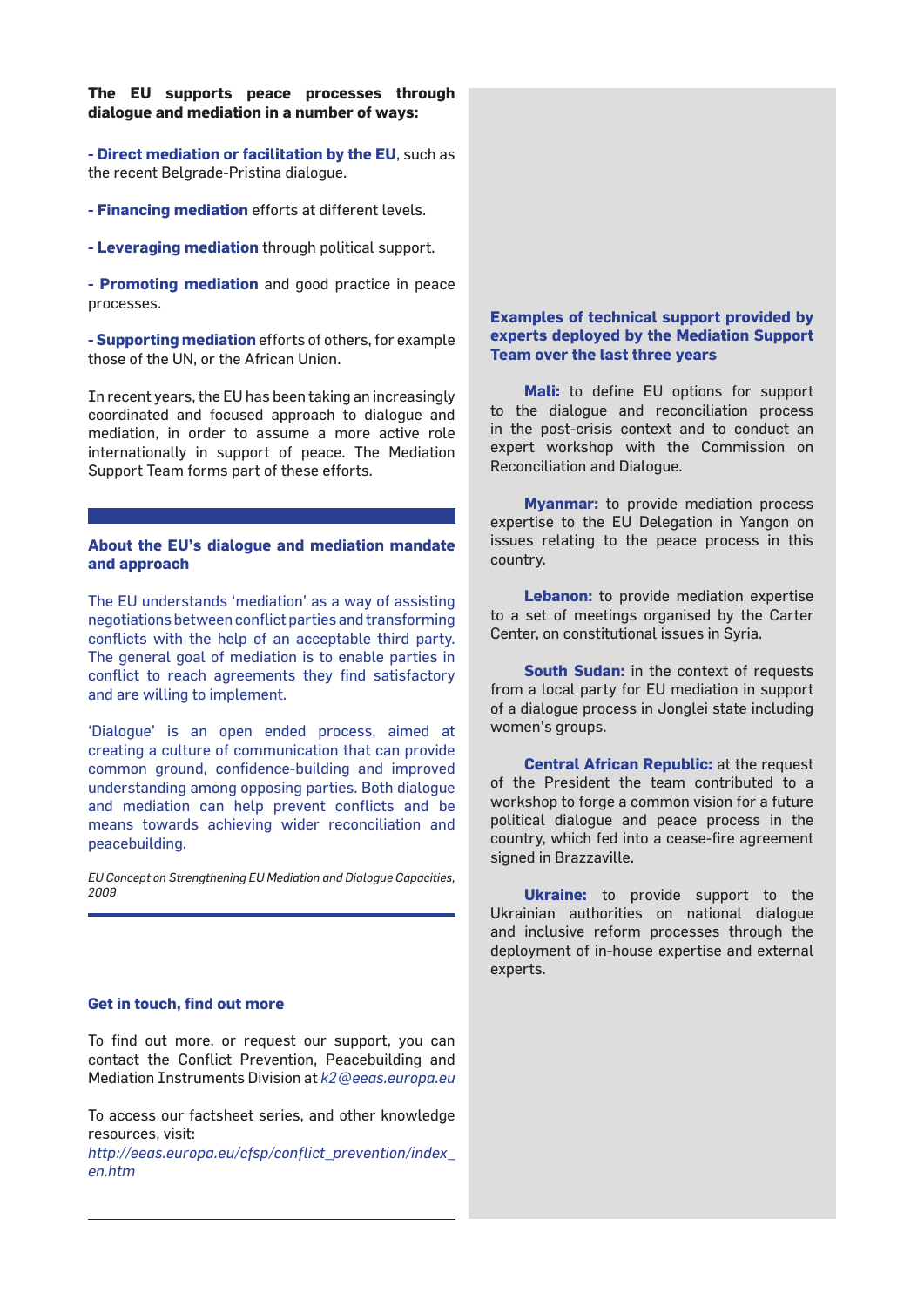**The EU supports peace processes through dialogue and mediation in a number of ways:**

- **Direct mediation or facilitation by the EU**, such as the recent Belgrade-Pristina dialogue.

- **Financing mediation** efforts at different levels.

- **Leveraging mediation** through political support.

- **Promoting mediation** and good practice in peace processes.

- **Supporting mediation** efforts of others, for example those of the UN, or the African Union.

In recent years, the EU has been taking an increasingly coordinated and focused approach to dialogue and mediation, in order to assume a more active role internationally in support of peace. The Mediation Support Team forms part of these efforts.

### About the EU's dialogue and mediation mandate and approach

The EU understands 'mediation' as a way of assisting negotiations between conflict parties and transforming conflicts with the help of an acceptable third party. The general goal of mediation is to enable parties in conflict to reach agreements they find satisfactory and are willing to implement.

'Dialogue' is an open ended process, aimed at creating a culture of communication that can provide common ground, confidence-building and improved understanding among opposing parties. Both dialogue and mediation can help prevent conflicts and be means towards achieving wider reconciliation and peacebuilding.

*EU Concept on Strengthening EU Mediation and Dialogue Capacities, 2009*

### Get in touch, find out more

To find out more, or request our support, you can contact the Conflict Prevention, Peacebuilding and Mediation Instruments Division at *k2@eeas.europa.eu*

To access our factsheet series, and other knowledge resources, visit:
*http://eeas.europa.eu/cfsp/conflict_prevention/index_en.htm*

### Examples of technical support provided by experts deployed by the Mediation Support Team over the last three years

**Mali:** to define EU options for support to the dialogue and reconciliation process in the post-crisis context and to conduct an expert workshop with the Commission on Reconciliation and Dialogue.

**Myanmar:** to provide mediation process expertise to the EU Delegation in Yangon on issues relating to the peace process in this country.

**Lebanon:** to provide mediation expertise to a set of meetings organised by the Carter Center, on constitutional issues in Syria.

**South Sudan:** in the context of requests from a local party for EU mediation in support of a dialogue process in Jonglei state including women's groups.

**Central African Republic:** at the request of the President the team contributed to a workshop to forge a common vision for a future political dialogue and peace process in the country, which fed into a cease-fire agreement signed in Brazzaville.

**Ukraine:** to provide support to the Ukrainian authorities on national dialogue and inclusive reform processes through the deployment of in-house expertise and external experts.